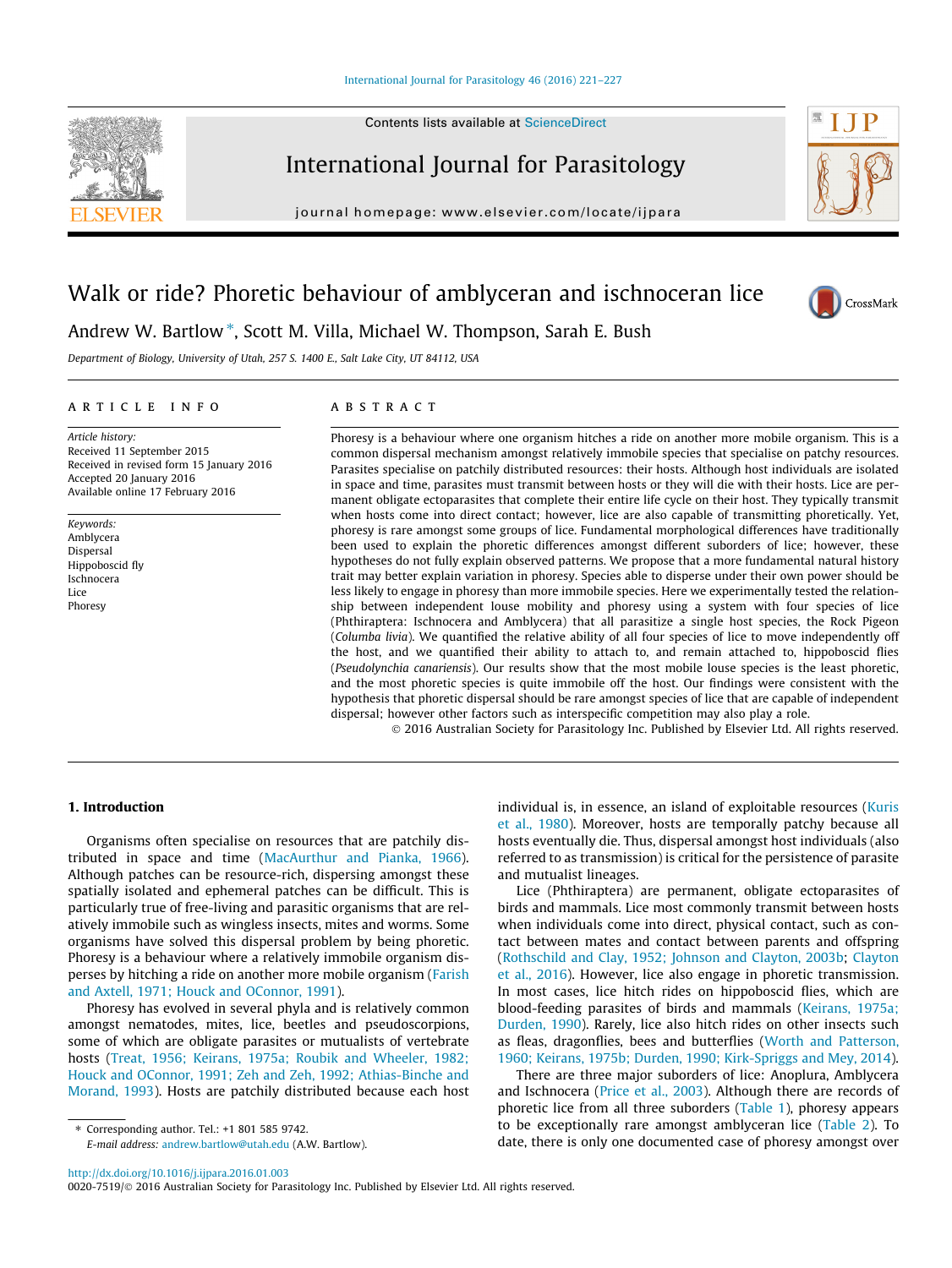# Walk or ride? Phoretic behaviour of amblyceran and ischnoceran lice

Andrew W. Bartlow*, Scott M. Villa, Michael W. Thompson, Sarah E. Bush

Department of Biology, University of Utah, 257 S. 1400 E., Salt Lake City, UT 84112, USA

## ARTICLE INFO

*Article history:*
Received 11 September 2015
Received in revised form 15 January 2016
Accepted 20 January 2016
Available online 17 February 2016

*Keywords:*
Amblycera
Dispersal
Hippoboscid fly
Ischnocera
Lice
Phoresy

## ABSTRACT

Phoresy is a behaviour where one organism hitches a ride on another more mobile organism. This is a common dispersal mechanism amongst relatively immobile species that specialise on patchy resources. Parasites specialise on patchily distributed resources: their hosts. Although host individuals are isolated in space and time, parasites must transmit between hosts or they will die with their hosts. Lice are permanent obligate ectoparasites that complete their entire life cycle on their host. They typically transmit when hosts come into direct contact; however, lice are also capable of transmitting phoretically. Yet, phoresy is rare amongst some groups of lice. Fundamental morphological differences have traditionally been used to explain the phoretic differences amongst different suborders of lice; however, these hypotheses do not fully explain observed patterns. We propose that a more fundamental natural history trait may better explain variation in phoresy. Species able to disperse under their own power should be less likely to engage in phoresy than more immobile species. Here we experimentally tested the relationship between independent louse mobility and phoresy using a system with four species of lice (Phthiraptera: Ischnocera and Amblycera) that all parasitize a single host species, the Rock Pigeon (*Columba livia*). We quantified the relative ability of all four species of lice to move independently off the host, and we quantified their ability to attach to, and remain attached to, hippoboscid flies (*Pseudolynchia canariensis*). Our results show that the most mobile louse species is the least phoretic, and the most phoretic species is quite immobile off the host. Our findings were consistent with the hypothesis that phoretic dispersal should be rare amongst species of lice that are capable of independent dispersal; however other factors such as interspecific competition may also play a role.

© 2016 Australian Society for Parasitology Inc. Published by Elsevier Ltd. All rights reserved.

## 1. Introduction

Organisms often specialise on resources that are patchily distributed in space and time (MacAurthur and Pianka, 1966). Although patches can be resource-rich, dispersing amongst these spatially isolated and ephemeral patches can be difficult. This is particularly true of free-living and parasitic organisms that are relatively immobile such as wingless insects, mites and worms. Some organisms have solved this dispersal problem by being phoretic. Phoresy is a behaviour where a relatively immobile organism disperses by hitching a ride on another more mobile organism (Farish and Axtell, 1971; Houck and OConnor, 1991).

Phoresy has evolved in several phyla and is relatively common amongst nematodes, mites, lice, beetles and pseudoscorpions, some of which are obligate parasites or mutualists of vertebrate hosts (Treat, 1956; Keirans, 1975a; Roubik and Wheeler, 1982; Houck and OConnor, 1991; Zeh and Zeh, 1992; Athias-Binche and Morand, 1993). Hosts are patchily distributed because each host individual is, in essence, an island of exploitable resources (Kuris et al., 1980). Moreover, hosts are temporally patchy because all hosts eventually die. Thus, dispersal amongst host individuals (also referred to as transmission) is critical for the persistence of parasite and mutualist lineages.

Lice (Phthiraptera) are permanent, obligate ectoparasites of birds and mammals. Lice most commonly transmit between hosts when individuals come into direct, physical contact, such as contact between mates and contact between parents and offspring (Rothschild and Clay, 1952; Johnson and Clayton, 2003b; Clayton et al., 2016). However, lice also engage in phoretic transmission. In most cases, lice hitch rides on hippoboscid flies, which are blood-feeding parasites of birds and mammals (Keirans, 1975a; Durden, 1990). Rarely, lice also hitch rides on other insects such as fleas, dragonflies, bees and butterflies (Worth and Patterson, 1960; Keirans, 1975b; Durden, 1990; Kirk-Spriggs and Mey, 2014).

There are three major suborders of lice: Anoplura, Amblycera and Ischnocera (Price et al., 2003). Although there are records of phoretic lice from all three suborders (Table 1), phoresy appears to be exceptionally rare amongst amblyceran lice (Table 2). To date, there is only one documented case of phoresy amongst over

* Corresponding author. Tel.: +1 801 585 9742.
E-mail address: andrew.bartlow@utah.edu (A.W. Bartlow).

http://dx.doi.org/10.1016/j.ijpara.2016.01.003
0020-7519/© 2016 Australian Society for Parasitology Inc. Published by Elsevier Ltd. All rights reserved.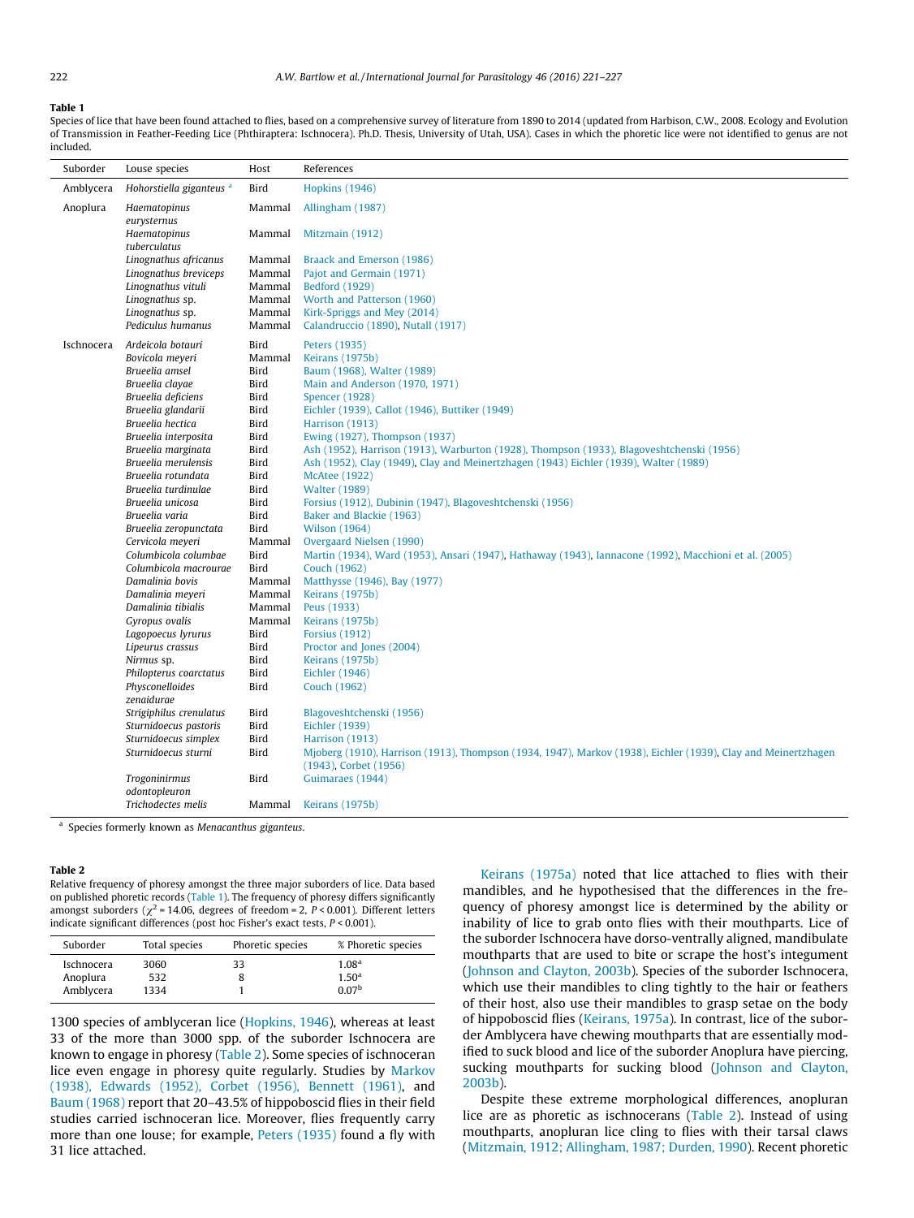**Table 1**
Species of lice that have been found attached to flies, based on a comprehensive survey of literature from 1890 to 2014 (updated from Harbison, C.W., 2008. Ecology and Evolution of Transmission in Feather-Feeding Lice (Phthiraptera: Ischnocera). Ph.D. Thesis, University of Utah, USA). Cases in which the phoretic lice were not identified to genus are not included.

| Suborder | Louse species | Host | References |
|---|---|---|---|
| Amblycera | *Hohorstiella giganteus* [a] | Bird | Hopkins (1946) |
| Anoplura | *Haematopinus eurysternus* | Mammal | Allingham (1987) |
| | *Haematopinus tuberculatus* | Mammal | Mitzmain (1912) |
| | *Linognathus africanus* | Mammal | Braack and Emerson (1986) |
| | *Linognathus breviceps* | Mammal | Pajot and Germain (1971) |
| | *Linognathus vituli* | Mammal | Bedford (1929) |
| | *Linognathus* sp. | Mammal | Worth and Patterson (1960) |
| | *Linognathus* sp. | Mammal | Kirk-Spriggs and Mey (2014) |
| | *Pediculus humanus* | Mammal | Calandruccio (1890), Nutall (1917) |
| Ischnocera | *Ardeicola botauri* | Bird | Peters (1935) |
| | *Bovicola meyeri* | Mammal | Keirans (1975b) |
| | *Brueelia amsel* | Bird | Baum (1968), Walter (1989) |
| | *Brueelia clayae* | Bird | Main and Anderson (1970, 1971) |
| | *Brueelia deficiens* | Bird | Spencer (1928) |
| | *Brueelia glandarii* | Bird | Eichler (1939), Callot (1946), Buttiker (1949) |
| | *Brueelia hectica* | Bird | Harrison (1913) |
| | *Brueelia interposita* | Bird | Ewing (1927), Thompson (1937) |
| | *Brueelia marginata* | Bird | Ash (1952), Harrison (1913), Warburton (1928), Thompson (1933), Blagoveshtchenski (1956) |
| | *Brueelia merulensis* | Bird | Ash (1952), Clay (1949), Clay and Meinertzhagen (1943) Eichler (1939), Walter (1989) |
| | *Brueelia rotundata* | Bird | McAtee (1922) |
| | *Brueelia turdinulae* | Bird | Walter (1989) |
| | *Brueelia unicosa* | Bird | Forsius (1912), Dubinin (1947), Blagoveshtchenski (1956) |
| | *Brueelia varia* | Bird | Baker and Blackie (1963) |
| | *Brueelia zeropunctata* | Bird | Wilson (1964) |
| | *Cervicola meyeri* | Mammal | Overgaard Nielsen (1990) |
| | *Columbicola columbae* | Bird | Martin (1934), Ward (1953), Ansari (1947), Hathaway (1943), Iannacone (1992), Macchioni et al. (2005) |
| | *Columbicola macrourae* | Bird | Couch (1962) |
| | *Damalinia bovis* | Mammal | Matthysse (1946), Bay (1977) |
| | *Damalinia meyeri* | Mammal | Keirans (1975b) |
| | *Damalinia tibialis* | Mammal | Peus (1933) |
| | *Gyropus ovalis* | Mammal | Keirans (1975b) |
| | *Lagopoecus lyrurus* | Bird | Forsius (1912) |
| | *Lipeurus crassus* | Bird | Proctor and Jones (2004) |
| | *Nirmus* sp. | Bird | Keirans (1975b) |
| | *Philopterus coarctatus* | Bird | Eichler (1946) |
| | *Physconelloides zenaidurae* | Bird | Couch (1962) |
| | *Strigiphilus crenulatus* | Bird | Blagoveshtchenski (1956) |
| | *Sturnidoecus pastoris* | Bird | Eichler (1939) |
| | *Sturnidoecus simplex* | Bird | Harrison (1913) |
| | *Sturnidoecus sturni* | Bird | Mjoberg (1910), Harrison (1913), Thompson (1934, 1947), Markov (1938), Eichler (1939), Clay and Meinertzhagen (1943), Corbet (1956) |
| | *Trogoninirmus odontopleuron* | Bird | Guimaraes (1944) |
| | *Trichodectes melis* | Mammal | Keirans (1975b) |

[a] Species formerly known as *Menacanthus giganteus*.

**Table 2**
Relative frequency of phoresy amongst the three major suborders of lice. Data based on published phoretic records (Table 1). The frequency of phoresy differs significantly amongst suborders ($\chi^2 = 14.06$, degrees of freedom = 2, $P < 0.001$). Different letters indicate significant differences (post hoc Fisher's exact tests, $P < 0.001$).

| Suborder | Total species | Phoretic species | % Phoretic species |
|---|---|---|---|
| Ischnocera | 3060 | 33 | 1.08[a] |
| Anoplura | 532 | 8 | 1.50[a] |
| Amblycera | 1334 | 1 | 0.07[b] |

1300 species of amblyceran lice (Hopkins, 1946), whereas at least 33 of the more than 3000 spp. of the suborder Ischnocera are known to engage in phoresy (Table 2). Some species of ischnoceran lice even engage in phoresy quite regularly. Studies by Markov (1938), Edwards (1952), Corbet (1956), Bennett (1961), and Baum (1968) report that 20–43.5% of hippoboscid flies in their field studies carried ischnoceran lice. Moreover, flies frequently carry more than one louse; for example, Peters (1935) found a fly with 31 lice attached.

Keirans (1975a) noted that lice attached to flies with their mandibles, and he hypothesised that the differences in the frequency of phoresy amongst lice is determined by the ability or inability of lice to grab onto flies with their mouthparts. Lice of the suborder Ischnocera have dorso-ventrally aligned, mandibulate mouthparts that are used to bite or scrape the host's integument (Johnson and Clayton, 2003b). Species of the suborder Ischnocera, which use their mandibles to cling tightly to the hair or feathers of their host, also use their mandibles to grasp setae on the body of hippoboscid flies (Keirans, 1975a). In contrast, lice of the suborder Amblycera have chewing mouthparts that are essentially modified to suck blood and lice of the suborder Anoplura have piercing, sucking mouthparts for sucking blood (Johnson and Clayton, 2003b).

Despite these extreme morphological differences, anopluran lice are as phoretic as ischnocerans (Table 2). Instead of using mouthparts, anopluran lice cling to flies with their tarsal claws (Mitzmain, 1912; Allingham, 1987; Durden, 1990). Recent phoretic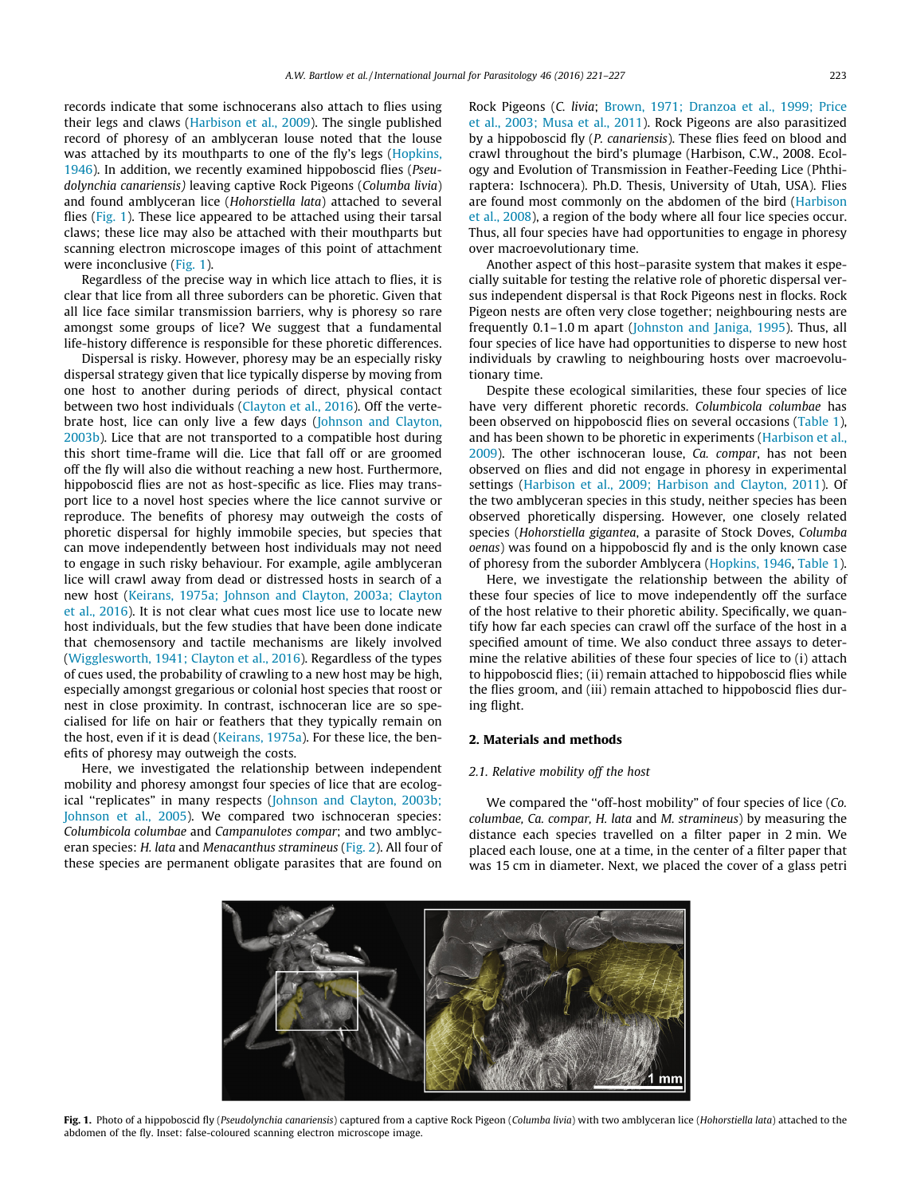records indicate that some ischnocerans also attach to flies using their legs and claws (Harbison et al., 2009). The single published record of phoresy of an amblyceran louse noted that the louse was attached by its mouthparts to one of the fly's legs (Hopkins, 1946). In addition, we recently examined hippoboscid flies (*Pseudolynchia canariensis*) leaving captive Rock Pigeons (*Columba livia*) and found amblyceran lice (*Hohorstiella lata*) attached to several flies (Fig. 1). These lice appeared to be attached using their tarsal claws; these lice may also be attached with their mouthparts but scanning electron microscope images of this point of attachment were inconclusive (Fig. 1).

Regardless of the precise way in which lice attach to flies, it is clear that lice from all three suborders can be phoretic. Given that all lice face similar transmission barriers, why is phoresy so rare amongst some groups of lice? We suggest that a fundamental life-history difference is responsible for these phoretic differences.

Dispersal is risky. However, phoresy may be an especially risky dispersal strategy given that lice typically disperse by moving from one host to another during periods of direct, physical contact between two host individuals (Clayton et al., 2016). Off the vertebrate host, lice can only live a few days (Johnson and Clayton, 2003b). Lice that are not transported to a compatible host during this short time-frame will die. Lice that fall off or are groomed off the fly will also die without reaching a new host. Furthermore, hippoboscid flies are not as host-specific as lice. Flies may transport lice to a novel host species where the lice cannot survive or reproduce. The benefits of phoresy may outweigh the costs of phoretic dispersal for highly immobile species, but species that can move independently between host individuals may not need to engage in such risky behaviour. For example, agile amblyceran lice will crawl away from dead or distressed hosts in search of a new host (Keirans, 1975a; Johnson and Clayton, 2003a; Clayton et al., 2016). It is not clear what cues most lice use to locate new host individuals, but the few studies that have been done indicate that chemosensory and tactile mechanisms are likely involved (Wigglesworth, 1941; Clayton et al., 2016). Regardless of the types of cues used, the probability of crawling to a new host may be high, especially amongst gregarious or colonial host species that roost or nest in close proximity. In contrast, ischnoceran lice are so specialised for life on hair or feathers that they typically remain on the host, even if it is dead (Keirans, 1975a). For these lice, the benefits of phoresy may outweigh the costs.

Here, we investigated the relationship between independent mobility and phoresy amongst four species of lice that are ecological "replicates" in many respects (Johnson and Clayton, 2003b; Johnson et al., 2005). We compared two ischnoceran species: *Columbicola columbae* and *Campanulotes compar*; and two amblyceran species: *H. lata* and *Menacanthus stramineus* (Fig. 2). All four of these species are permanent obligate parasites that are found on Rock Pigeons (*C. livia*; Brown, 1971; Dranzoa et al., 1999; Price et al., 2003; Musa et al., 2011). Rock Pigeons are also parasitized by a hippoboscid fly (*P. canariensis*). These flies feed on blood and crawl throughout the bird's plumage (Harbison, C.W., 2008. Ecology and Evolution of Transmission in Feather-Feeding Lice (Phthiraptera: Ischnocera). Ph.D. Thesis, University of Utah, USA). Flies are found most commonly on the abdomen of the bird (Harbison et al., 2008), a region of the body where all four lice species occur. Thus, all four species have had opportunities to engage in phoresy over macroevolutionary time.

Another aspect of this host–parasite system that makes it especially suitable for testing the relative role of phoretic dispersal versus independent dispersal is that Rock Pigeons nest in flocks. Rock Pigeon nests are often very close together; neighbouring nests are frequently 0.1–1.0 m apart (Johnston and Janiga, 1995). Thus, all four species of lice have had opportunities to disperse to new host individuals by crawling to neighbouring hosts over macroevolutionary time.

Despite these ecological similarities, these four species of lice have very different phoretic records. *Columbicola columbae* has been observed on hippoboscid flies on several occasions (Table 1), and has been shown to be phoretic in experiments (Harbison et al., 2009). The other ischnoceran louse, *Ca. compar*, has not been observed on flies and did not engage in phoresy in experimental settings (Harbison et al., 2009; Harbison and Clayton, 2011). Of the two amblyceran species in this study, neither species has been observed phoretically dispersing. However, one closely related species (*Hohorstiella gigantea*, a parasite of Stock Doves, *Columba oenas*) was found on a hippoboscid fly and is the only known case of phoresy from the suborder Amblycera (Hopkins, 1946, Table 1).

Here, we investigate the relationship between the ability of these four species of lice to move independently off the surface of the host relative to their phoretic ability. Specifically, we quantify how far each species can crawl off the surface of the host in a specified amount of time. We also conduct three assays to determine the relative abilities of these four species of lice to (i) attach to hippoboscid flies; (ii) remain attached to hippoboscid flies while the flies groom, and (iii) remain attached to hippoboscid flies during flight.

## 2. Materials and methods

### 2.1. Relative mobility off the host

We compared the "off-host mobility" of four species of lice (*Co. columbae, Ca. compar, H. lata* and *M. stramineus*) by measuring the distance each species travelled on a filter paper in 2 min. We placed each louse, one at a time, in the center of a filter paper that was 15 cm in diameter. Next, we placed the cover of a glass petri

**Fig. 1.** Photo of a hippoboscid fly (*Pseudolynchia canariensis*) captured from a captive Rock Pigeon (*Columba livia*) with two amblyceran lice (*Hohorstiella lata*) attached to the abdomen of the fly. Inset: false-coloured scanning electron microscope image.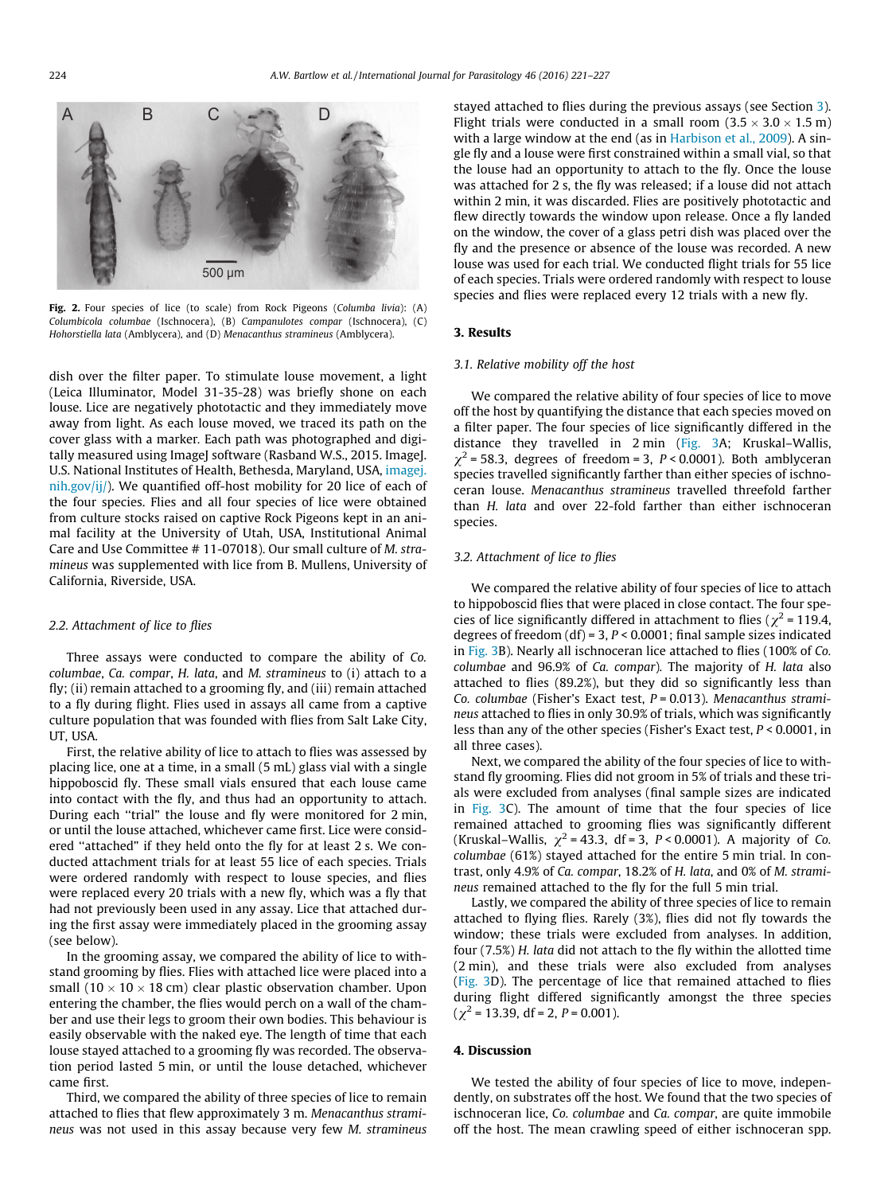Fig. 2. Four species of lice (to scale) from Rock Pigeons (*Columba livia*): (A) *Columbicola columbae* (Ischnocera), (B) *Campanulotes compar* (Ischnocera), (C) *Hohorstiella lata* (Amblycera), and (D) *Menacanthus stramineus* (Amblycera).

dish over the filter paper. To stimulate louse movement, a light (Leica Illuminator, Model 31-35-28) was briefly shone on each louse. Lice are negatively phototactic and they immediately move away from light. As each louse moved, we traced its path on the cover glass with a marker. Each path was photographed and digitally measured using ImageJ software (Rasband W.S., 2015. ImageJ. U.S. National Institutes of Health, Bethesda, Maryland, USA, imagej.nih.gov/ij/). We quantified off-host mobility for 20 lice of each of the four species. Flies and all four species of lice were obtained from culture stocks raised on captive Rock Pigeons kept in an animal facility at the University of Utah, USA, Institutional Animal Care and Use Committee # 11-07018). Our small culture of *M. stramineus* was supplemented with lice from B. Mullens, University of California, Riverside, USA.

### 2.2. Attachment of lice to flies

Three assays were conducted to compare the ability of *Co. columbae*, *Ca. compar*, *H. lata*, and *M. stramineus* to (i) attach to a fly; (ii) remain attached to a grooming fly, and (iii) remain attached to a fly during flight. Flies used in assays all came from a captive culture population that was founded with flies from Salt Lake City, UT, USA.

First, the relative ability of lice to attach to flies was assessed by placing lice, one at a time, in a small (5 mL) glass vial with a single hippoboscid fly. These small vials ensured that each louse came into contact with the fly, and thus had an opportunity to attach. During each "trial" the louse and fly were monitored for 2 min, or until the louse attached, whichever came first. Lice were considered "attached" if they held onto the fly for at least 2 s. We conducted attachment trials for at least 55 lice of each species. Trials were ordered randomly with respect to louse species, and flies were replaced every 20 trials with a new fly, which was a fly that had not previously been used in any assay. Lice that attached during the first assay were immediately placed in the grooming assay (see below).

In the grooming assay, we compared the ability of lice to withstand grooming by flies. Flies with attached lice were placed into a small (10 × 10 × 18 cm) clear plastic observation chamber. Upon entering the chamber, the flies would perch on a wall of the chamber and use their legs to groom their own bodies. This behaviour is easily observable with the naked eye. The length of time that each louse stayed attached to a grooming fly was recorded. The observation period lasted 5 min, or until the louse detached, whichever came first.

Third, we compared the ability of three species of lice to remain attached to flies that flew approximately 3 m. *Menacanthus stramineus* was not used in this assay because very few *M. stramineus* stayed attached to flies during the previous assays (see Section 3). Flight trials were conducted in a small room (3.5 × 3.0 × 1.5 m) with a large window at the end (as in Harbison et al., 2009). A single fly and a louse were first constrained within a small vial, so that the louse had an opportunity to attach to the fly. Once the louse was attached for 2 s, the fly was released; if a louse did not attach within 2 min, it was discarded. Flies are positively phototactic and flew directly towards the window upon release. Once a fly landed on the window, the cover of a glass petri dish was placed over the fly and the presence or absence of the louse was recorded. A new louse was used for each trial. We conducted flight trials for 55 lice of each species. Trials were ordered randomly with respect to louse species and flies were replaced every 12 trials with a new fly.

## 3. Results

### 3.1. Relative mobility off the host

We compared the relative ability of four species of lice to move off the host by quantifying the distance that each species moved on a filter paper. The four species of lice significantly differed in the distance they travelled in 2 min (Fig. 3A; Kruskal–Wallis, $\chi^2 = 58.3$, degrees of freedom = 3, $P < 0.0001$). Both amblyceran species travelled significantly farther than either species of ischnoceran louse. *Menacanthus stramineus* travelled threefold farther than *H. lata* and over 22-fold farther than either ischnoceran species.

### 3.2. Attachment of lice to flies

We compared the relative ability of four species of lice to attach to hippoboscid flies that were placed in close contact. The four species of lice significantly differed in attachment to flies ($\chi^2 = 119.4$, degrees of freedom (df) = 3, $P < 0.0001$; final sample sizes indicated in Fig. 3B). Nearly all ischnoceran lice attached to flies (100% of *Co. columbae* and 96.9% of *Ca. compar*). The majority of *H. lata* also attached to flies (89.2%), but they did so significantly less than *Co. columbae* (Fisher's Exact test, $P = 0.013$). *Menacanthus stramineus* attached to flies in only 30.9% of trials, which was significantly less than any of the other species (Fisher's Exact test, $P < 0.0001$, in all three cases).

Next, we compared the ability of the four species of lice to withstand fly grooming. Flies did not groom in 5% of trials and these trials were excluded from analyses (final sample sizes are indicated in Fig. 3C). The amount of time that the four species of lice remained attached to grooming flies was significantly different (Kruskal–Wallis, $\chi^2 = 43.3$, df = 3, $P < 0.0001$). A majority of *Co. columbae* (61%) stayed attached for the entire 5 min trial. In contrast, only 4.9% of *Ca. compar*, 18.2% of *H. lata*, and 0% of *M. stramineus* remained attached to the fly for the full 5 min trial.

Lastly, we compared the ability of three species of lice to remain attached to flying flies. Rarely (3%), flies did not fly towards the window; these trials were excluded from analyses. In addition, four (7.5%) *H. lata* did not attach to the fly within the allotted time (2 min), and these trials were also excluded from analyses (Fig. 3D). The percentage of lice that remained attached to flies during flight differed significantly amongst the three species ($\chi^2 = 13.39$, df = 2, $P = 0.001$).

## 4. Discussion

We tested the ability of four species of lice to move, independently, on substrates off the host. We found that the two species of ischnoceran lice, *Co. columbae* and *Ca. compar*, are quite immobile off the host. The mean crawling speed of either ischnoceran spp.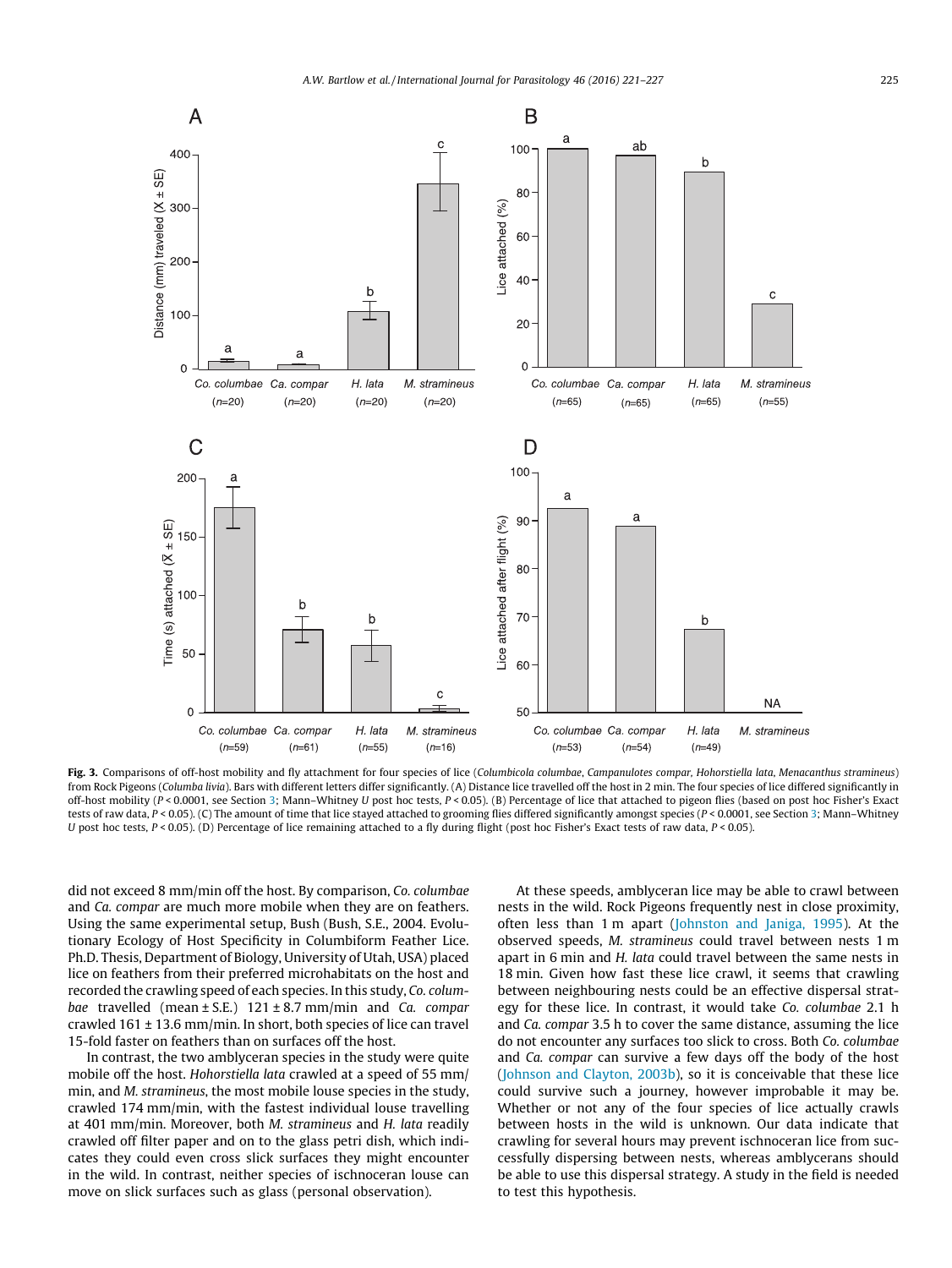**Fig. 3.** Comparisons of off-host mobility and fly attachment for four species of lice (*Columbicola columbae*, *Campanulotes compar*, *Hohorstiella lata*, *Menacanthus stramineus*) from Rock Pigeons (*Columba livia*). Bars with different letters differ significantly. (A) Distance lice travelled off the host in 2 min. The four species of lice differed significantly in off-host mobility ($P < 0.0001$, see Section 3; Mann–Whitney U post hoc tests, $P < 0.05$). (B) Percentage of lice that attached to pigeon flies (based on post hoc Fisher's Exact tests of raw data, $P < 0.05$). (C) The amount of time that lice stayed attached to grooming flies differed significantly amongst species ($P < 0.0001$, see Section 3; Mann–Whitney U post hoc tests, $P < 0.05$). (D) Percentage of lice remaining attached to a fly during flight (post hoc Fisher's Exact tests of raw data, $P < 0.05$).

did not exceed 8 mm/min off the host. By comparison, *Co. columbae* and *Ca. compar* are much more mobile when they are on feathers. Using the same experimental setup, Bush (Bush, S.E., 2004. Evolutionary Ecology of Host Specificity in Columbiform Feather Lice. Ph.D. Thesis, Department of Biology, University of Utah, USA) placed lice on feathers from their preferred microhabitats on the host and recorded the crawling speed of each species. In this study, *Co. columbae* travelled (mean ± S.E.) 121 ± 8.7 mm/min and *Ca. compar* crawled 161 ± 13.6 mm/min. In short, both species of lice can travel 15-fold faster on feathers than on surfaces off the host.

In contrast, the two amblyceran species in the study were quite mobile off the host. *Hohorstiella lata* crawled at a speed of 55 mm/min, and *M. stramineus*, the most mobile louse species in the study, crawled 174 mm/min, with the fastest individual louse travelling at 401 mm/min. Moreover, both *M. stramineus* and *H. lata* readily crawled off filter paper and on to the glass petri dish, which indicates they could even cross slick surfaces they might encounter in the wild. In contrast, neither species of ischnoceran louse can move on slick surfaces such as glass (personal observation).

At these speeds, amblyceran lice may be able to crawl between nests in the wild. Rock Pigeons frequently nest in close proximity, often less than 1 m apart (Johnston and Janiga, 1995). At the observed speeds, *M. stramineus* could travel between nests 1 m apart in 6 min and *H. lata* could travel between the same nests in 18 min. Given how fast these lice crawl, it seems that crawling between neighbouring nests could be an effective dispersal strategy for these lice. In contrast, it would take *Co. columbae* 2.1 h and *Ca. compar* 3.5 h to cover the same distance, assuming the lice do not encounter any surfaces too slick to cross. Both *Co. columbae* and *Ca. compar* can survive a few days off the body of the host (Johnson and Clayton, 2003b), so it is conceivable that these lice could survive such a journey, however improbable it may be. Whether or not any of the four species of lice actually crawls between hosts in the wild is unknown. Our data indicate that crawling for several hours may prevent ischnoceran lice from successfully dispersing between nests, whereas amblycerans should be able to use this dispersal strategy. A study in the field is needed to test this hypothesis.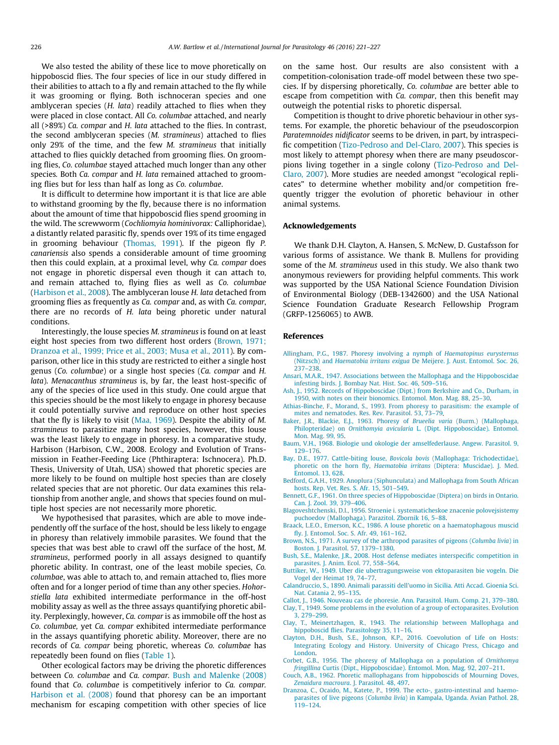We also tested the ability of these lice to move phoretically on hippoboscid flies. The four species of lice in our study differed in their abilities to attach to a fly and remain attached to the fly while it was grooming or flying. Both ischnoceran species and one amblyceran species (*H. lata*) readily attached to flies when they were placed in close contact. All *Co. columbae* attached, and nearly all (>89%) *Ca. compar* and *H. lata* attached to the flies. In contrast, the second amblyceran species (*M. stramineus*) attached to flies only 29% of the time, and the few *M. stramineus* that initially attached to flies quickly detached from grooming flies. On grooming flies, *Co. columbae* stayed attached much longer than any other species. Both *Ca. compar* and *H. lata* remained attached to grooming flies but for less than half as long as *Co. columbae*.

It is difficult to determine how important it is that lice are able to withstand grooming by the fly, because there is no information about the amount of time that hippoboscid flies spend grooming in the wild. The screwworm (*Cochliomyia hominivorax:* Calliphoridae), a distantly related parasitic fly, spends over 19% of its time engaged in grooming behaviour (Thomas, 1991). If the pigeon fly *P. canariensis* also spends a considerable amount of time grooming then this could explain, at a proximal level, why *Ca. compar* does not engage in phoretic dispersal even though it can attach to, and remain attached to, flying flies as well as *Co. columbae* (Harbison et al., 2008). The amblyceran louse *H. lata* detached from grooming flies as frequently as *Ca. compar* and, as with *Ca. compar*, there are no records of *H. lata* being phoretic under natural conditions.

Interestingly, the louse species *M. stramineus* is found on at least eight host species from two different host orders (Brown, 1971; Dranzoa et al., 1999; Price et al., 2003; Musa et al., 2011). By comparison, other lice in this study are restricted to either a single host genus (*Co. columbae*) or a single host species (*Ca. compar* and *H. lata*). *Menacanthus stramineus* is, by far, the least host-specific of any of the species of lice used in this study. One could argue that this species should be the most likely to engage in phoresy because it could potentially survive and reproduce on other host species that the fly is likely to visit (Maa, 1969). Despite the ability of *M. stramineus* to parasitize many host species, however, this louse was the least likely to engage in phoresy. In a comparative study, Harbison (Harbison, C.W., 2008. Ecology and Evolution of Transmission in Feather-Feeding Lice (Phthiraptera: Ischnocera). Ph.D. Thesis, University of Utah, USA) showed that phoretic species are more likely to be found on multiple host species than are closely related species that are not phoretic. Our data examines this relationship from another angle, and shows that species found on multiple host species are not necessarily more phoretic.

We hypothesised that parasites, which are able to move independently off the surface of the host, should be less likely to engage in phoresy than relatively immobile parasites. We found that the species that was best able to crawl off the surface of the host, *M. stramineus*, performed poorly in all assays designed to quantify phoretic ability. In contrast, one of the least mobile species, *Co. columbae*, was able to attach to, and remain attached to, flies more often and for a longer period of time than any other species. *Hohorstiella lata* exhibited intermediate performance in the off-host mobility assay as well as the three assays quantifying phoretic ability. Perplexingly, however, *Ca. compar* is as immobile off the host as *Co. columbae*, yet *Ca. compar* exhibited intermediate performance in the assays quantifying phoretic ability. Moreover, there are no records of *Ca. compar* being phoretic, whereas *Co. columbae* has repeatedly been found on flies (Table 1).

Other ecological factors may be driving the phoretic differences between *Co. columbae* and *Ca. compar*. Bush and Malenke (2008) found that *Co. columbae* is competitively inferior to *Ca. compar*. Harbison et al. (2008) found that phoresy can be an important mechanism for escaping competition with other species of lice on the same host. Our results are also consistent with a competition-colonisation trade-off model between these two species. If by dispersing phoretically, *Co. columbae* are better able to escape from competition with *Ca. compar*, then this benefit may outweigh the potential risks to phoretic dispersal.

Competition is thought to drive phoretic behaviour in other systems. For example, the phoretic behaviour of the pseudoscorpion *Paratemnoides nidificator* seems to be driven, in part, by intraspecific competition (Tizo-Pedroso and Del-Claro, 2007). This species is most likely to attempt phoresy when there are many pseudoscorpions living together in a single colony (Tizo-Pedroso and Del-Claro, 2007). More studies are needed amongst "ecological replicates" to determine whether mobility and/or competition frequently trigger the evolution of phoretic behaviour in other animal systems.

## Acknowledgements

We thank D.H. Clayton, A. Hansen, S. McNew, D. Gustafsson for various forms of assistance. We thank B. Mullens for providing some of the *M. stramineus* used in this study. We also thank two anonymous reviewers for providing helpful comments. This work was supported by the USA National Science Foundation Division of Environmental Biology (DEB-1342600) and the USA National Science Foundation Graduate Research Fellowship Program (GRFP-1256065) to AWB.

## References

Allingham, P.G., 1987. Phoresy involving a nymph of *Haematopinus eurysternus* (Nitzsch) and *Haematobia irritans exigua* De Meijere. J. Aust. Entomol. Soc. 26, 237–238.

Ansari, M.A.R., 1947. Associations between the Mallophaga and the Hippoboscidae infesting birds. J. Bombay Nat. Hist. Soc. 46, 509–516.

Ash, J., 1952. Records of Hippoboscidae (Dipt.) from Berkshire and Co., Durham, in 1950, with notes on their bionomics. Entomol. Mon. Mag. 88, 25–30.

Athias-Binche, F., Morand, S., 1993. From phoresy to parasitism: the example of mites and nematodes. Res. Rev. Parasitol. 53, 73–79.

Baker, J.R., Blackie, E.J., 1963. Phoresy of *Brueelia varia* (Burm.) (Mallophaga, Philopteridae) on *Ornithomyia avicularia* L. (Dipt. Hippoboscidae). Entomol. Mon. Mag. 99, 95.

Baum, V.H., 1968. Biologie und okologie der amselfederlause. Angew. Parasitol. 9, 129–176.

Bay, D.E., 1977. Cattle-biting louse, *Bovicola bovis* (Mallophaga: Trichodectidae), phoretic on the horn fly, *Haematobia irritans* (Diptera: Muscidae). J. Med. Entomol. 13, 628.

Bedford, G.A.H., 1929. Anoplura (Siphunculata) and Mallophaga from South African hosts. Rep. Vet. Res. S. Afr. 15, 501–549.

Bennett, G.F., 1961. On three species of Hippoboscidae (Diptera) on birds in Ontario. Can. J. Zool. 39, 379–406.

Blagoveshtchenski, D.I., 1956. Stroenie i. systematicheskoe znacenie polovejsistemy puchoedov (Mallophaga). Parazitol. Zbornik 16, 5–88.

Braack, L.E.O., Emerson, K.C., 1986. A louse phoretic on a haematophagous muscid fly. J. Entomol. Soc. S. Afr. 49, 161–162.

Brown, N.S., 1971. A survey of the arthropod parasites of pigeons (*Columba livia*) in Boston. J. Parasitol. 57, 1379–1380.

Bush, S.E., Malenke, J.R., 2008. Host defense mediates interspecific competition in parasites. J. Anim. Ecol. 77, 558–564.

Buttiker, W., 1949. Uber die ubertragungsweise von ektoparasiten bie vogeln. Die Vogel der Heimat 19, 74–77.

Calandruccio, S., 1890. Animali parassiti dell'uomo in Sicilia. Atti Accad. Gioenia Sci. Nat. Catania 2, 95–135.

Callot, J., 1946. Nouveau cas de phoresie. Ann. Parasitol. Hum. Comp. 21, 379–380.

Clay, T., 1949. Some problems in the evolution of a group of ectoparasites. Evolution 3, 279–299.

Clay, T., Meinertzhagen, R., 1943. The relationship between Mallophaga and hippoboscid flies. Parasitology 35, 11–16.

Clayton, D.H., Bush, S.E., Johnson, K.P., 2016. Coevolution of Life on Hosts: Integrating Ecology and History. University of Chicago Press, Chicago and London.

Corbet, G.B., 1956. The phoresy of Mallophaga on a population of *Ornithomya fringillina* Curtis (Dipt., Hippoboscidae). Entomol. Mon. Mag. 92, 207–211.

Couch, A.B., 1962. Phoretic mallophagans from hippoboscids of Mourning Doves, *Zenaidura macroura*. J. Parasitol. 48, 497.

Dranzoa, C., Ocaido, M., Katete, P., 1999. The ecto-, gastro-intestinal and haemo-parasites of live pigeons (*Columba livia*) in Kampala, Uganda. Avian Pathol. 28, 119–124.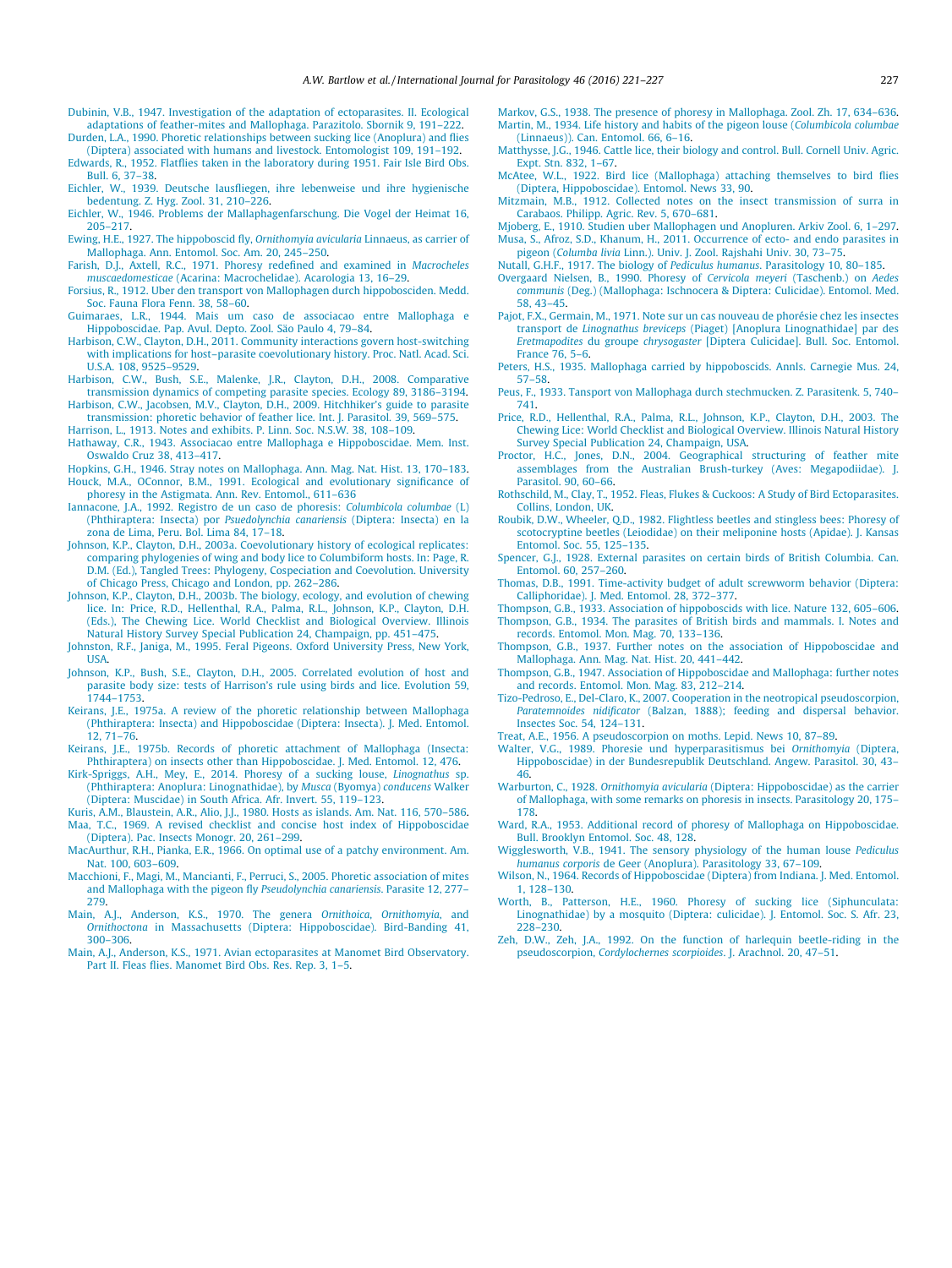Dubinin, V.B., 1947. Investigation of the adaptation of ectoparasites. II. Ecological adaptations of feather-mites and Mallophaga. Parazitolo. Sbornik 9, 191–222.

Durden, L.A., 1990. Phoretic relationships between sucking lice (Anoplura) and flies (Diptera) associated with humans and livestock. Entomologist 109, 191–192.

Edwards, R., 1952. Flatflies taken in the laboratory during 1951. Fair Isle Bird Obs. Bull. 6, 37–38.

Eichler, W., 1939. Deutsche lausfliegen, ihre lebenweise und ihre hygienische bedentung. Z. Hyg. Zool. 31, 210–226.

Eichler, W., 1946. Problems der Mallaphagenfarschung. Die Vogel der Heimat 16, 205–217.

Ewing, H.E., 1927. The hippoboscid fly, *Ornithomyia avicularia* Linnaeus, as carrier of Mallophaga. Ann. Entomol. Soc. Am. 20, 245–250.

Farish, D.J., Axtell, R.C., 1971. Phoresy redefined and examined in *Macrocheles muscaedomesticae* (Acarina: Macrochelidae). Acarologia 13, 16–29.

Forsius, R., 1912. Uber den transport von Mallophagen durch hippobosciden. Medd. Soc. Fauna Flora Fenn. 38, 58–60.

Guimaraes, L.R., 1944. Mais um caso de associacao entre Mallophaga e Hippoboscidae. Pap. Avul. Depto. Zool. São Paulo 4, 79–84.

Harbison, C.W., Clayton, D.H., 2011. Community interactions govern host-switching with implications for host–parasite coevolutionary history. Proc. Natl. Acad. Sci. U.S.A. 108, 9525–9529.

Harbison, C.W., Bush, S.E., Malenke, J.R., Clayton, D.H., 2008. Comparative transmission dynamics of competing parasite species. Ecology 89, 3186–3194.

Harbison, C.W., Jacobsen, M.V., Clayton, D.H., 2009. Hitchhiker's guide to parasite transmission: phoretic behavior of feather lice. Int. J. Parasitol. 39, 569–575.

Harrison, L., 1913. Notes and exhibits. P. Linn. Soc. N.S.W. 38, 108–109.

Hathaway, C.R., 1943. Associacao entre Mallophaga e Hippoboscidae. Mem. Inst. Oswaldo Cruz 38, 413–417.

Hopkins, G.H., 1946. Stray notes on Mallophaga. Ann. Mag. Nat. Hist. 13, 170–183.

Houck, M.A., OConnor, B.M., 1991. Ecological and evolutionary significance of phoresy in the Astigmata. Ann. Rev. Entomol., 611–636

Iannacone, J.A., 1992. Registro de un caso de phoresis: *Columbicola columbae* (L) (Phthiraptera: Insecta) por *Psuedolynchia canariensis* (Diptera: Insecta) en la zona de Lima, Peru. Bol. Lima 84, 17–18.

Johnson, K.P., Clayton, D.H., 2003a. Coevolutionary history of ecological replicates: comparing phylogenies of wing and body lice to Columbiform hosts. In: Page, R. D.M. (Ed.), Tangled Trees: Phylogeny, Cospeciation and Coevolution. University of Chicago Press, Chicago and London, pp. 262–286.

Johnson, K.P., Clayton, D.H., 2003b. The biology, ecology, and evolution of chewing lice. In: Price, R.D., Hellenthal, R.A., Palma, R.L., Johnson, K.P., Clayton, D.H. (Eds.), The Chewing Lice. World Checklist and Biological Overview. Illinois Natural History Survey Special Publication 24, Champaign, pp. 451–475.

Johnston, R.F., Janiga, M., 1995. Feral Pigeons. Oxford University Press, New York, USA.

Johnson, K.P., Bush, S.E., Clayton, D.H., 2005. Correlated evolution of host and parasite body size: tests of Harrison's rule using birds and lice. Evolution 59, 1744–1753.

Keirans, J.E., 1975a. A review of the phoretic relationship between Mallophaga (Phthiraptera: Insecta) and Hippoboscidae (Diptera: Insecta). J. Med. Entomol. 12, 71–76.

Keirans, J.E., 1975b. Records of phoretic attachment of Mallophaga (Insecta: Phthiraptera) on insects other than Hippoboscidae. J. Med. Entomol. 12, 476.

Kirk-Spriggs, A.H., Mey, E., 2014. Phoresy of a sucking louse, *Linognathus* sp. (Phthiraptera: Anoplura: Linognathidae), by *Musca* (Byomya) *conducens* Walker (Diptera: Muscidae) in South Africa. Afr. Invert. 55, 119–123.

Kuris, A.M., Blaustein, A.R., Alio, J.J., 1980. Hosts as islands. Am. Nat. 116, 570–586.

Maa, T.C., 1969. A revised checklist and concise host index of Hippoboscidae (Diptera). Pac. Insects Monogr. 20, 261–299.

MacAurthur, R.H., Pianka, E.R., 1966. On optimal use of a patchy environment. Am. Nat. 100, 603–609.

Macchioni, F., Magi, M., Mancianti, F., Perruci, S., 2005. Phoretic association of mites and Mallophaga with the pigeon fly *Pseudolynchia canariensis*. Parasite 12, 277–279.

Main, A.J., Anderson, K.S., 1970. The genera *Ornithoica*, *Ornithomyia*, and *Ornithoctona* in Massachusetts (Diptera: Hippoboscidae). Bird-Banding 41, 300–306.

Main, A.J., Anderson, K.S., 1971. Avian ectoparasites at Manomet Bird Observatory. Part II. Fleas flies. Manomet Bird Obs. Res. Rep. 3, 1–5.

Markov, G.S., 1938. The presence of phoresy in Mallophaga. Zool. Zh. 17, 634–636.

Martin, M., 1934. Life history and habits of the pigeon louse (*Columbicola columbae* (Linnaeus)). Can. Entomol. 66, 6–16.

Matthysse, J.G., 1946. Cattle lice, their biology and control. Bull. Cornell Univ. Agric. Expt. Stn. 832, 1–67.

McAtee, W.L., 1922. Bird lice (Mallophaga) attaching themselves to bird flies (Diptera, Hippoboscidae). Entomol. News 33, 90.

Mitzmain, M.B., 1912. Collected notes on the insect transmission of surra in Carabaos. Philipp. Agric. Rev. 5, 670–681.

Mjoberg, E., 1910. Studien uber Mallophagen und Anopluren. Arkiv Zool. 6, 1–297.

Musa, S., Afroz, S.D., Khanum, H., 2011. Occurrence of ecto- and endo parasites in pigeon (*Columba livia* Linn.). Univ. J. Zool. Rajshahi Univ. 30, 73–75.

Nutall, G.H.F., 1917. The biology of *Pediculus humanus*. Parasitology 10, 80–185.

Overgaard Nielsen, B., 1990. Phoresy of *Cervicola meyeri* (Taschenb.) on *Aedes communis* (Deg.) (Mallophaga: Ischnocera & Diptera: Culicidae). Entomol. Med. 58, 43–45.

Pajot, F.X., Germain, M., 1971. Note sur un cas nouveau de phorésie chez les insectes transport de *Linognathus breviceps* (Piaget) [Anoplura Linognathidae] par des *Eretmapodites* du groupe *chrysogaster* [Diptera Culicidae]. Bull. Soc. Entomol. France 76, 5–6.

Peters, H.S., 1935. Mallophaga carried by hippoboscids. Annls. Carnegie Mus. 24, 57–58.

Peus, F., 1933. Tansport von Mallophaga durch stechmucken. Z. Parasitenk. 5, 740–741.

Price, R.D., Hellenthal, R.A., Palma, R.L., Johnson, K.P., Clayton, D.H., 2003. The Chewing Lice: World Checklist and Biological Overview. Illinois Natural History Survey Special Publication 24, Champaign, USA.

Proctor, H.C., Jones, D.N., 2004. Geographical structuring of feather mite assemblages from the Australian Brush-turkey (Aves: Megapodiidae). J. Parasitol. 90, 60–66.

Rothschild, M., Clay, T., 1952. Fleas, Flukes & Cuckoos: A Study of Bird Ectoparasites. Collins, London, UK.

Roubik, D.W., Wheeler, Q.D., 1982. Flightless beetles and stingless bees: Phoresy of scotocryptine beetles (Leiodidae) on their meliponine hosts (Apidae). J. Kansas Entomol. Soc. 55, 125–135.

Spencer, G.J., 1928. External parasites on certain birds of British Columbia. Can. Entomol. 60, 257–260.

Thomas, D.B., 1991. Time-activity budget of adult screwworm behavior (Diptera: Calliphoridae). J. Med. Entomol. 28, 372–377.

Thompson, G.B., 1933. Association of hippoboscids with lice. Nature 132, 605–606.

Thompson, G.B., 1934. The parasites of British birds and mammals. I. Notes and records. Entomol. Mon. Mag. 70, 133–136.

Thompson, G.B., 1937. Further notes on the association of Hippoboscidae and Mallophaga. Ann. Mag. Nat. Hist. 20, 441–442.

Thompson, G.B., 1947. Association of Hippoboscidae and Mallophaga: further notes and records. Entomol. Mon. Mag. 83, 212–214.

Tizo-Pedroso, E., Del-Claro, K., 2007. Cooperation in the neotropical pseudoscorpion, *Paratemnoides nidificator* (Balzan, 1888); feeding and dispersal behavior. Insectes Soc. 54, 124–131.

Treat, A.E., 1956. A pseudoscorpion on moths. Lepid. News 10, 87–89.

Walter, V.G., 1989. Phoresie und hyperparasitismus bei *Ornithomyia* (Diptera, Hippoboscidae) in der Bundesrepublik Deutschland. Angew. Parasitol. 30, 43–46.

Warburton, C., 1928. *Ornithomyia avicularia* (Diptera: Hippoboscidae) as the carrier of Mallophaga, with some remarks on phoresis in insects. Parasitology 20, 175–178.

Ward, R.A., 1953. Additional record of phoresy of Mallophaga on Hippoboscidae. Bull. Brooklyn Entomol. Soc. 48, 128.

Wigglesworth, V.B., 1941. The sensory physiology of the human louse *Pediculus humanus corporis* de Geer (Anoplura). Parasitology 33, 67–109.

Wilson, N., 1964. Records of Hippoboscidae (Diptera) from Indiana. J. Med. Entomol. 1, 128–130.

Worth, B., Patterson, H.E., 1960. Phoresy of sucking lice (Siphunculata: Linognathidae) by a mosquito (Diptera: culicidae). J. Entomol. Soc. S. Afr. 23, 228–230.

Zeh, D.W., Zeh, J.A., 1992. On the function of harlequin beetle-riding in the pseudoscorpion, *Cordylochernes scorpioides*. J. Arachnol. 20, 47–51.